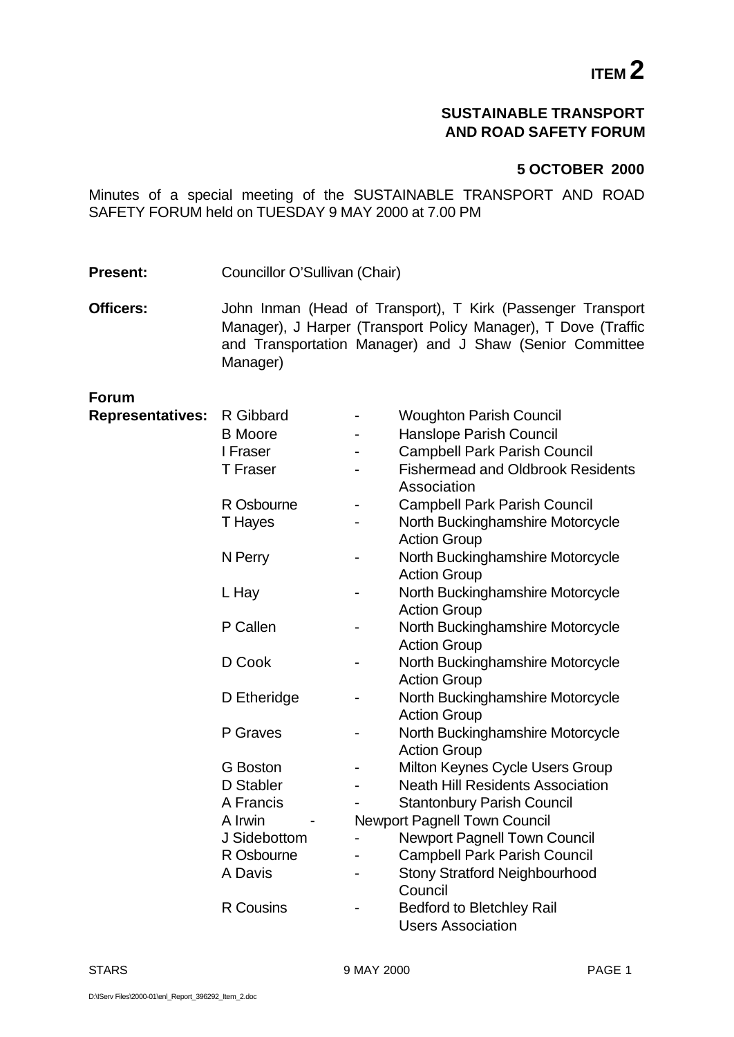# ITEM 2

**SUSTAINABLE TRANSPORT AND ROAD SAFETY FORUM**

**5 OCTOBER 2000**

Minutes of a special meeting of the SUSTAINABLE TRANSPORT AND ROAD SAFETY FORUM held on TUESDAY 9 MAY 2000 at 7.00 PM

**Present:** Councillor O'Sullivan (Chair)

**Officers:** John Inman (Head of Transport), T Kirk (Passenger Transport Manager), J Harper (Transport Policy Manager), T Dove (Traffic and Transportation Manager) and J Shaw (Senior Committee Manager)

**Forum Representatives:**

| | | |
|---|---|---|
| R Gibbard | - | Woughton Parish Council |
| B Moore | - | Hanslope Parish Council |
| I Fraser | - | Campbell Park Parish Council |
| T Fraser | - | Fishermead and Oldbrook Residents Association |
| R Osbourne | - | Campbell Park Parish Council |
| T Hayes | - | North Buckinghamshire Motorcycle Action Group |
| N Perry | - | North Buckinghamshire Motorcycle Action Group |
| L Hay | - | North Buckinghamshire Motorcycle Action Group |
| P Callen | - | North Buckinghamshire Motorcycle Action Group |
| D Cook | - | North Buckinghamshire Motorcycle Action Group |
| D Etheridge | - | North Buckinghamshire Motorcycle Action Group |
| P Graves | - | North Buckinghamshire Motorcycle Action Group |
| G Boston | - | Milton Keynes Cycle Users Group |
| D Stabler | - | Neath Hill Residents Association |
| A Francis | - | Stantonbury Parish Council |
| A Irwin | - | Newport Pagnell Town Council |
| J Sidebottom | - | Newport Pagnell Town Council |
| R Osbourne | - | Campbell Park Parish Council |
| A Davis | - | Stony Stratford Neighbourhood Council |
| R Cousins | - | Bedford to Bletchley Rail Users Association |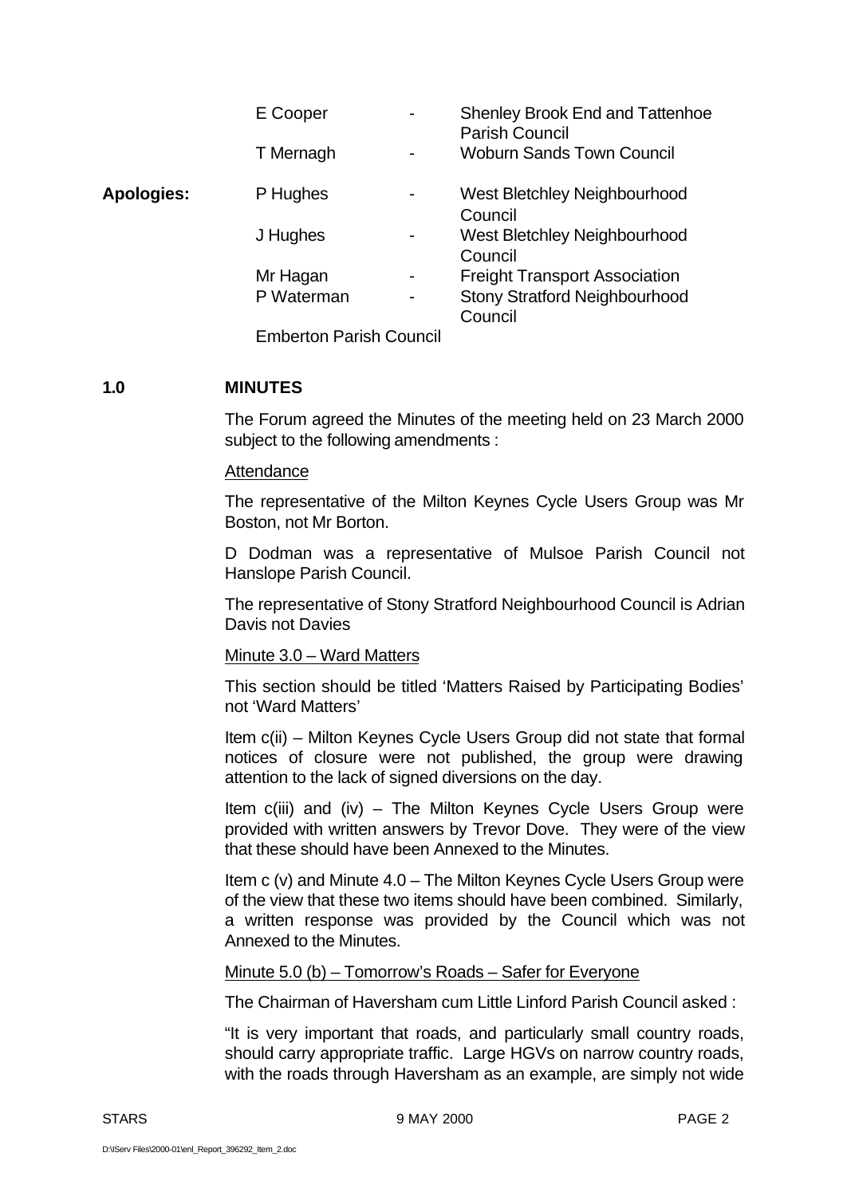| | | | |
|---|---|---|---|
| | E Cooper | - | Shenley Brook End and Tattenhoe Parish Council |
| | T Mernagh | - | Woburn Sands Town Council |
| **Apologies:** | P Hughes | - | West Bletchley Neighbourhood Council |
| | J Hughes | - | West Bletchley Neighbourhood Council |
| | Mr Hagan | - | Freight Transport Association |
| | P Waterman | - | Stony Stratford Neighbourhood Council |
| | Emberton Parish Council | | |

## 1.0 MINUTES

The Forum agreed the Minutes of the meeting held on 23 March 2000 subject to the following amendments :

Attendance

The representative of the Milton Keynes Cycle Users Group was Mr Boston, not Mr Borton.

D Dodman was a representative of Mulsoe Parish Council not Hanslope Parish Council.

The representative of Stony Stratford Neighbourhood Council is Adrian Davis not Davies

Minute 3.0 – Ward Matters

This section should be titled 'Matters Raised by Participating Bodies' not 'Ward Matters'

Item c(ii) – Milton Keynes Cycle Users Group did not state that formal notices of closure were not published, the group were drawing attention to the lack of signed diversions on the day.

Item c(iii) and (iv) – The Milton Keynes Cycle Users Group were provided with written answers by Trevor Dove. They were of the view that these should have been Annexed to the Minutes.

Item c (v) and Minute 4.0 – The Milton Keynes Cycle Users Group were of the view that these two items should have been combined. Similarly, a written response was provided by the Council which was not Annexed to the Minutes.

Minute 5.0 (b) – Tomorrow's Roads – Safer for Everyone

The Chairman of Haversham cum Little Linford Parish Council asked :

"It is very important that roads, and particularly small country roads, should carry appropriate traffic. Large HGVs on narrow country roads, with the roads through Haversham as an example, are simply not wide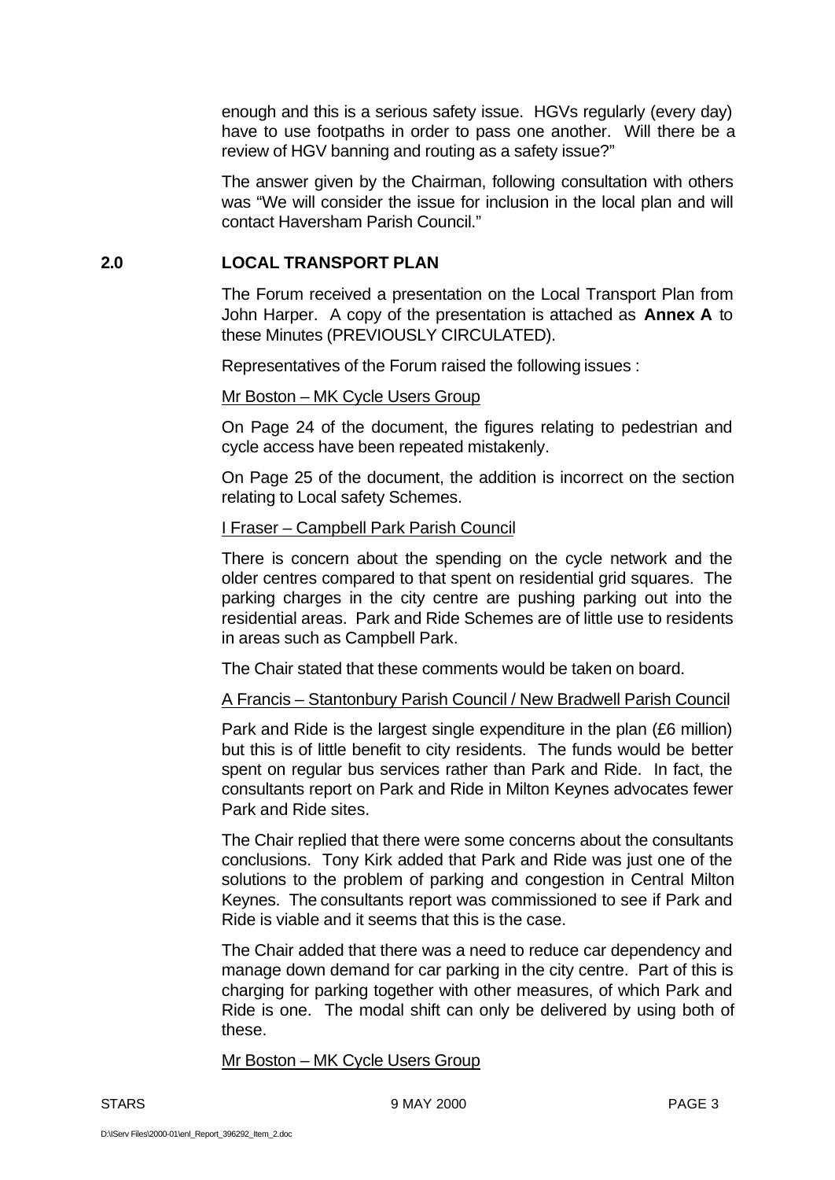enough and this is a serious safety issue. HGVs regularly (every day) have to use footpaths in order to pass one another. Will there be a review of HGV banning and routing as a safety issue?"

The answer given by the Chairman, following consultation with others was "We will consider the issue for inclusion in the local plan and will contact Haversham Parish Council."

## 2.0 LOCAL TRANSPORT PLAN

The Forum received a presentation on the Local Transport Plan from John Harper. A copy of the presentation is attached as **Annex A** to these Minutes (PREVIOUSLY CIRCULATED).

Representatives of the Forum raised the following issues :

Mr Boston – MK Cycle Users Group

On Page 24 of the document, the figures relating to pedestrian and cycle access have been repeated mistakenly.

On Page 25 of the document, the addition is incorrect on the section relating to Local safety Schemes.

I Fraser – Campbell Park Parish Council

There is concern about the spending on the cycle network and the older centres compared to that spent on residential grid squares. The parking charges in the city centre are pushing parking out into the residential areas. Park and Ride Schemes are of little use to residents in areas such as Campbell Park.

The Chair stated that these comments would be taken on board.

A Francis – Stantonbury Parish Council / New Bradwell Parish Council

Park and Ride is the largest single expenditure in the plan (£6 million) but this is of little benefit to city residents. The funds would be better spent on regular bus services rather than Park and Ride. In fact, the consultants report on Park and Ride in Milton Keynes advocates fewer Park and Ride sites.

The Chair replied that there were some concerns about the consultants conclusions. Tony Kirk added that Park and Ride was just one of the solutions to the problem of parking and congestion in Central Milton Keynes. The consultants report was commissioned to see if Park and Ride is viable and it seems that this is the case.

The Chair added that there was a need to reduce car dependency and manage down demand for car parking in the city centre. Part of this is charging for parking together with other measures, of which Park and Ride is one. The modal shift can only be delivered by using both of these.

Mr Boston – MK Cycle Users Group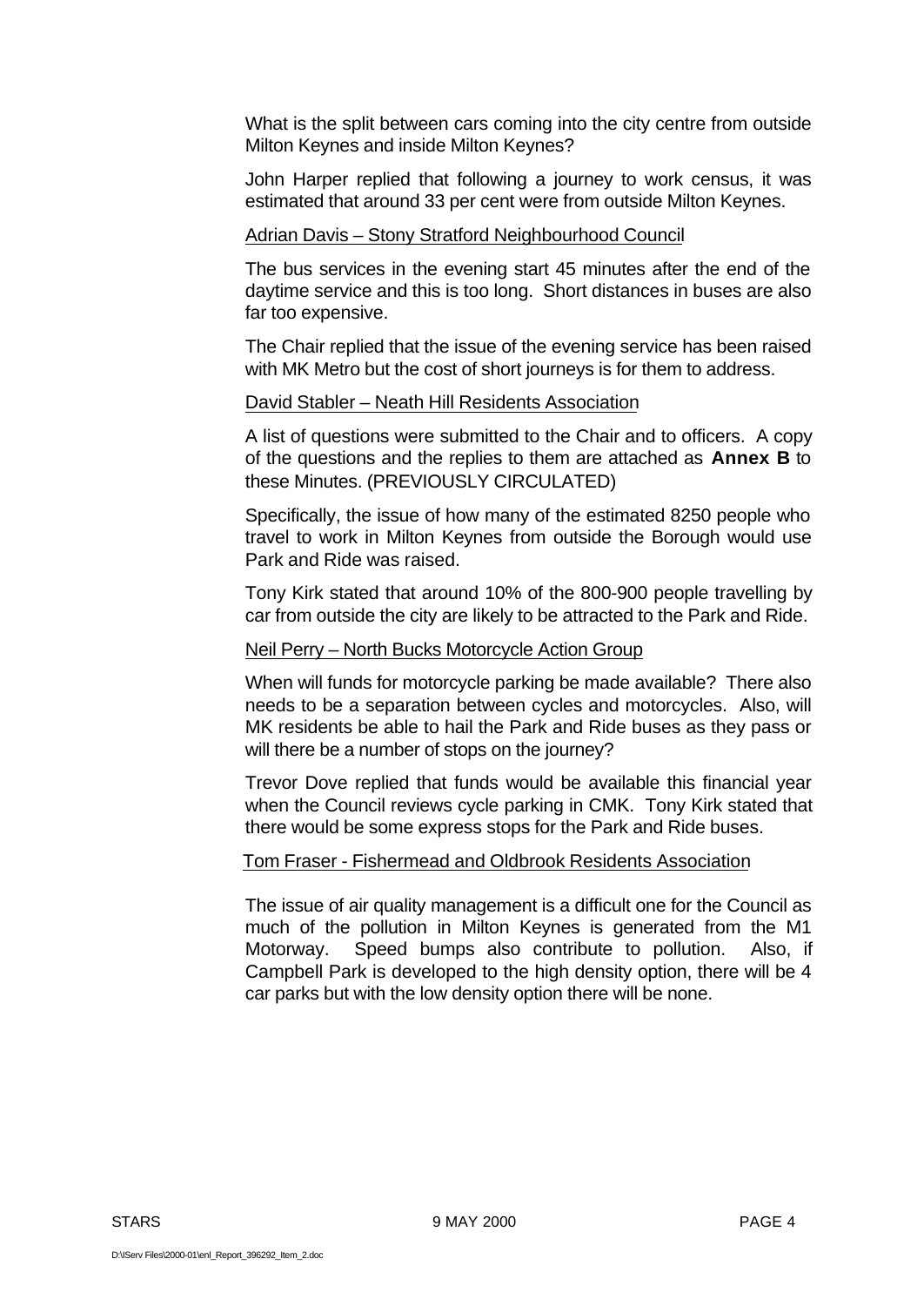What is the split between cars coming into the city centre from outside Milton Keynes and inside Milton Keynes?

John Harper replied that following a journey to work census, it was estimated that around 33 per cent were from outside Milton Keynes.

<u>Adrian Davis – Stony Stratford Neighbourhood Council</u>

The bus services in the evening start 45 minutes after the end of the daytime service and this is too long. Short distances in buses are also far too expensive.

The Chair replied that the issue of the evening service has been raised with MK Metro but the cost of short journeys is for them to address.

<u>David Stabler – Neath Hill Residents Association</u>

A list of questions were submitted to the Chair and to officers. A copy of the questions and the replies to them are attached as **Annex B** to these Minutes. (PREVIOUSLY CIRCULATED)

Specifically, the issue of how many of the estimated 8250 people who travel to work in Milton Keynes from outside the Borough would use Park and Ride was raised.

Tony Kirk stated that around 10% of the 800-900 people travelling by car from outside the city are likely to be attracted to the Park and Ride.

<u>Neil Perry – North Bucks Motorcycle Action Group</u>

When will funds for motorcycle parking be made available? There also needs to be a separation between cycles and motorcycles. Also, will MK residents be able to hail the Park and Ride buses as they pass or will there be a number of stops on the journey?

Trevor Dove replied that funds would be available this financial year when the Council reviews cycle parking in CMK. Tony Kirk stated that there would be some express stops for the Park and Ride buses.

<u>Tom Fraser - Fishermead and Oldbrook Residents Association</u>

The issue of air quality management is a difficult one for the Council as much of the pollution in Milton Keynes is generated from the M1 Motorway. Speed bumps also contribute to pollution. Also, if Campbell Park is developed to the high density option, there will be 4 car parks but with the low density option there will be none.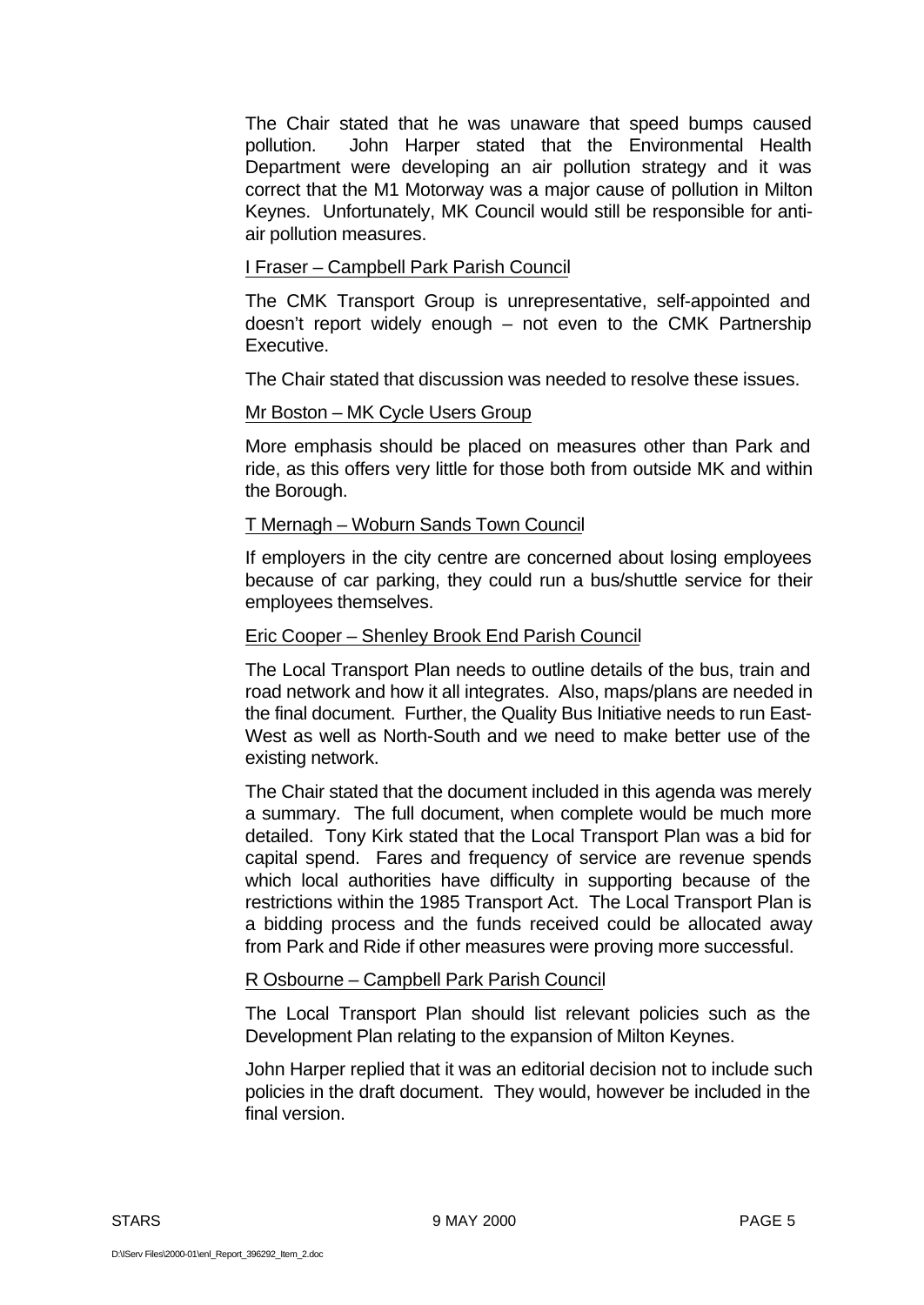The Chair stated that he was unaware that speed bumps caused pollution. John Harper stated that the Environmental Health Department were developing an air pollution strategy and it was correct that the M1 Motorway was a major cause of pollution in Milton Keynes. Unfortunately, MK Council would still be responsible for anti-air pollution measures.

I Fraser – Campbell Park Parish Council

The CMK Transport Group is unrepresentative, self-appointed and doesn't report widely enough – not even to the CMK Partnership Executive.

The Chair stated that discussion was needed to resolve these issues.

Mr Boston – MK Cycle Users Group

More emphasis should be placed on measures other than Park and ride, as this offers very little for those both from outside MK and within the Borough.

T Mernagh – Woburn Sands Town Council

If employers in the city centre are concerned about losing employees because of car parking, they could run a bus/shuttle service for their employees themselves.

Eric Cooper – Shenley Brook End Parish Council

The Local Transport Plan needs to outline details of the bus, train and road network and how it all integrates. Also, maps/plans are needed in the final document. Further, the Quality Bus Initiative needs to run East-West as well as North-South and we need to make better use of the existing network.

The Chair stated that the document included in this agenda was merely a summary. The full document, when complete would be much more detailed. Tony Kirk stated that the Local Transport Plan was a bid for capital spend. Fares and frequency of service are revenue spends which local authorities have difficulty in supporting because of the restrictions within the 1985 Transport Act. The Local Transport Plan is a bidding process and the funds received could be allocated away from Park and Ride if other measures were proving more successful.

R Osbourne – Campbell Park Parish Council

The Local Transport Plan should list relevant policies such as the Development Plan relating to the expansion of Milton Keynes.

John Harper replied that it was an editorial decision not to include such policies in the draft document. They would, however be included in the final version.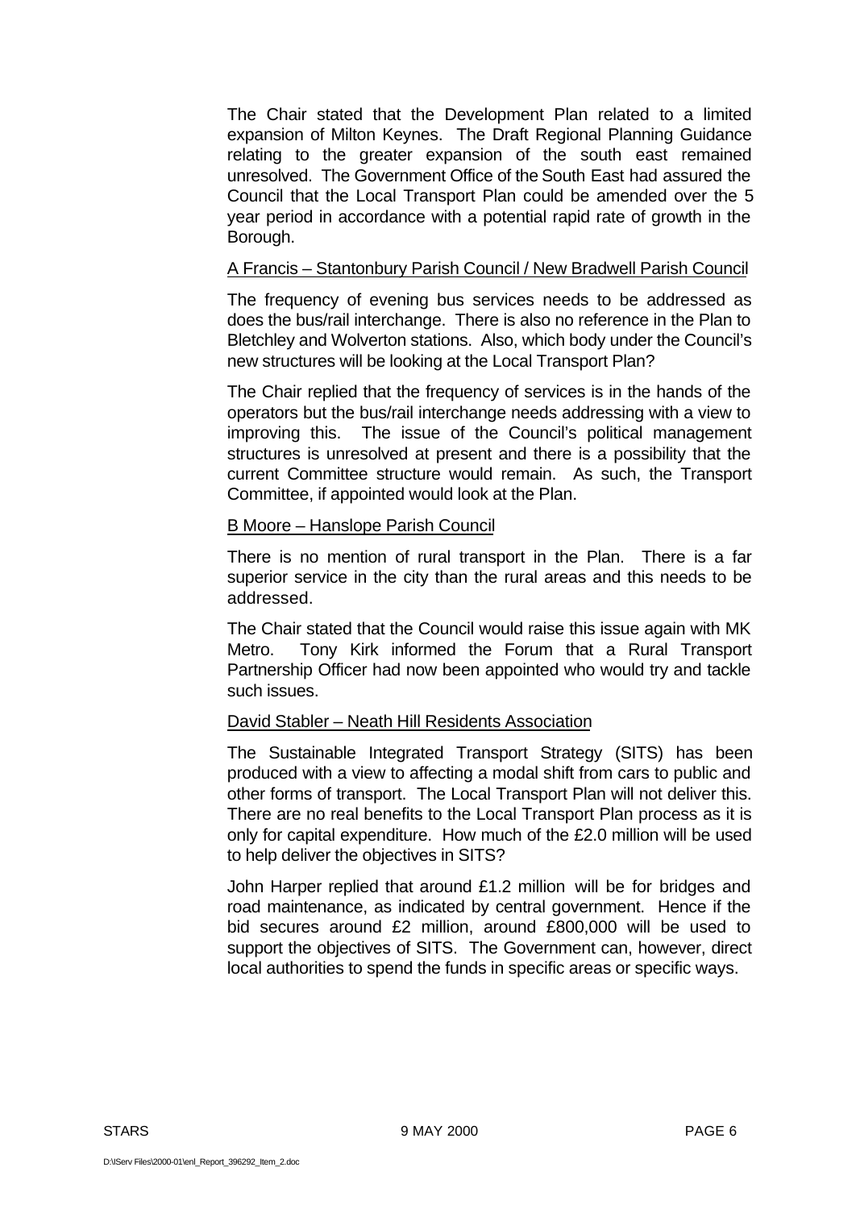The Chair stated that the Development Plan related to a limited expansion of Milton Keynes. The Draft Regional Planning Guidance relating to the greater expansion of the south east remained unresolved. The Government Office of the South East had assured the Council that the Local Transport Plan could be amended over the 5 year period in accordance with a potential rapid rate of growth in the Borough.

A Francis – Stantonbury Parish Council / New Bradwell Parish Council

The frequency of evening bus services needs to be addressed as does the bus/rail interchange. There is also no reference in the Plan to Bletchley and Wolverton stations. Also, which body under the Council's new structures will be looking at the Local Transport Plan?

The Chair replied that the frequency of services is in the hands of the operators but the bus/rail interchange needs addressing with a view to improving this. The issue of the Council's political management structures is unresolved at present and there is a possibility that the current Committee structure would remain. As such, the Transport Committee, if appointed would look at the Plan.

B Moore – Hanslope Parish Council

There is no mention of rural transport in the Plan. There is a far superior service in the city than the rural areas and this needs to be addressed.

The Chair stated that the Council would raise this issue again with MK Metro. Tony Kirk informed the Forum that a Rural Transport Partnership Officer had now been appointed who would try and tackle such issues.

David Stabler – Neath Hill Residents Association

The Sustainable Integrated Transport Strategy (SITS) has been produced with a view to affecting a modal shift from cars to public and other forms of transport. The Local Transport Plan will not deliver this. There are no real benefits to the Local Transport Plan process as it is only for capital expenditure. How much of the £2.0 million will be used to help deliver the objectives in SITS?

John Harper replied that around £1.2 million will be for bridges and road maintenance, as indicated by central government. Hence if the bid secures around £2 million, around £800,000 will be used to support the objectives of SITS. The Government can, however, direct local authorities to spend the funds in specific areas or specific ways.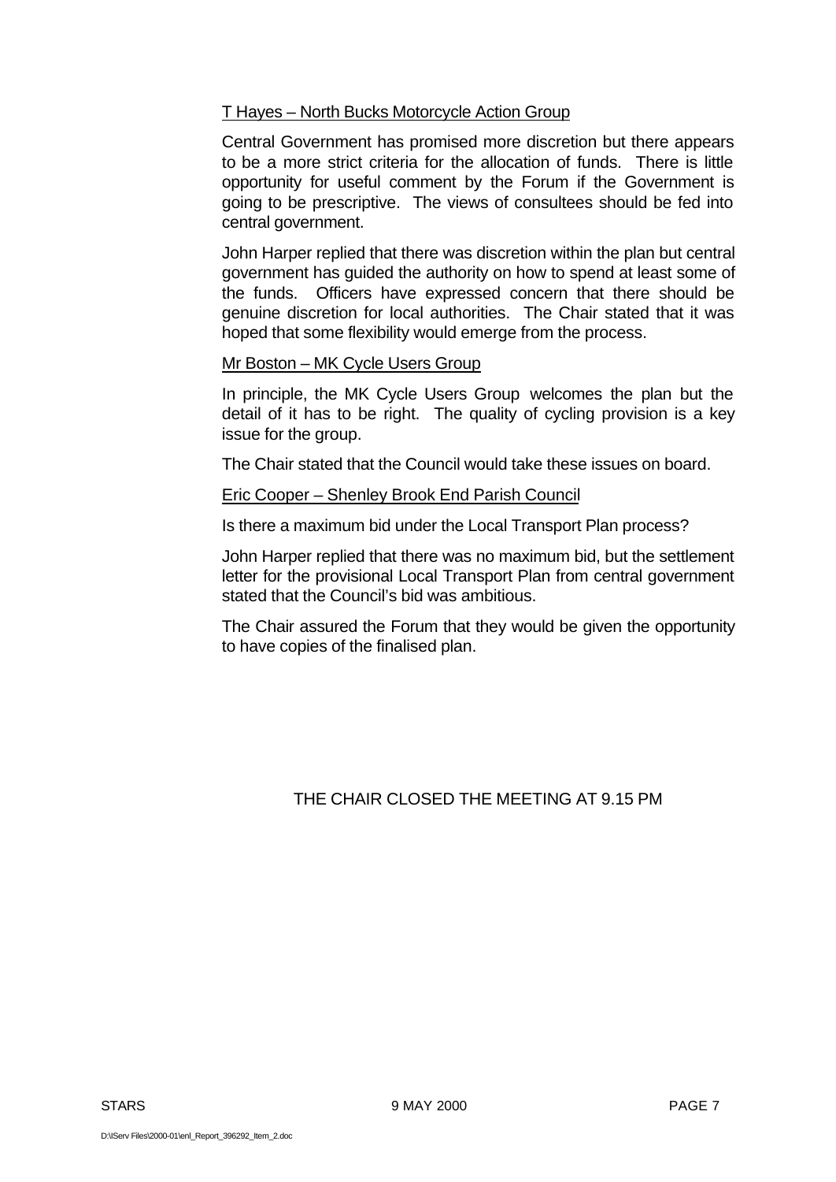<u>T Hayes – North Bucks Motorcycle Action Group</u>

Central Government has promised more discretion but there appears to be a more strict criteria for the allocation of funds. There is little opportunity for useful comment by the Forum if the Government is going to be prescriptive. The views of consultees should be fed into central government.

John Harper replied that there was discretion within the plan but central government has guided the authority on how to spend at least some of the funds. Officers have expressed concern that there should be genuine discretion for local authorities. The Chair stated that it was hoped that some flexibility would emerge from the process.

<u>Mr Boston – MK Cycle Users Group</u>

In principle, the MK Cycle Users Group welcomes the plan but the detail of it has to be right. The quality of cycling provision is a key issue for the group.

The Chair stated that the Council would take these issues on board.

<u>Eric Cooper – Shenley Brook End Parish Council</u>

Is there a maximum bid under the Local Transport Plan process?

John Harper replied that there was no maximum bid, but the settlement letter for the provisional Local Transport Plan from central government stated that the Council's bid was ambitious.

The Chair assured the Forum that they would be given the opportunity to have copies of the finalised plan.

THE CHAIR CLOSED THE MEETING AT 9.15 PM